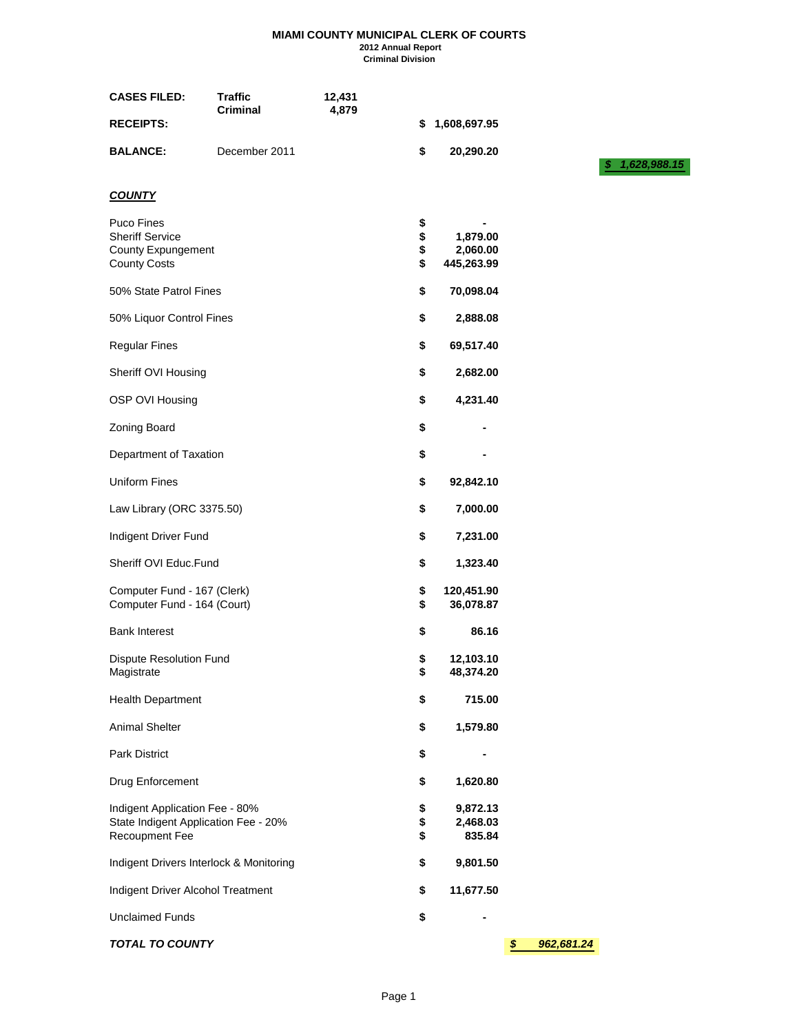# MIAMI COUNTY MUNICIPAL CLERK OF COURTS

**2012 Annual Report**

**Criminal Division**

| | | | | |
|---|---|---|---|---|
| **CASES FILED:** | **Traffic** | **12,431** | | |
| | **Criminal** | **4,879** | | |
| **RECEIPTS:** | | | **$ 1,608,697.95** | |
| **BALANCE:** | December 2011 | | **$ 20,290.20** | |
| | | | | ***$ 1,628,988.15*** |

***COUNTY***

| | | |
|---|---|---|
| Puco Fines | $ - | |
| Sheriff Service | $ 1,879.00 | |
| County Expungement | $ 2,060.00 | |
| County Costs | $ 445,263.99 | |
| 50% State Patrol Fines | $ 70,098.04 | |
| 50% Liquor Control Fines | $ 2,888.08 | |
| Regular Fines | $ 69,517.40 | |
| Sheriff OVI Housing | $ 2,682.00 | |
| OSP OVI Housing | $ 4,231.40 | |
| Zoning Board | $ - | |
| Department of Taxation | $ - | |
| Uniform Fines | $ 92,842.10 | |
| Law Library (ORC 3375.50) | $ 7,000.00 | |
| Indigent Driver Fund | $ 7,231.00 | |
| Sheriff OVI Educ.Fund | $ 1,323.40 | |
| Computer Fund - 167 (Clerk) | $ 120,451.90 | |
| Computer Fund - 164 (Court) | $ 36,078.87 | |
| Bank Interest | $ 86.16 | |
| Dispute Resolution Fund | $ 12,103.10 | |
| Magistrate | $ 48,374.20 | |
| Health Department | $ 715.00 | |
| Animal Shelter | $ 1,579.80 | |
| Park District | $ - | |
| Drug Enforcement | $ 1,620.80 | |
| Indigent Application Fee - 80% | $ 9,872.13 | |
| State Indigent Application Fee - 20% | $ 2,468.03 | |
| Recoupment Fee | $ 835.84 | |
| Indigent Drivers Interlock & Monitoring | $ 9,801.50 | |
| Indigent Driver Alcohol Treatment | $ 11,677.50 | |
| Unclaimed Funds | $ - | |
| ***TOTAL TO COUNTY*** | | ***$ 962,681.24*** |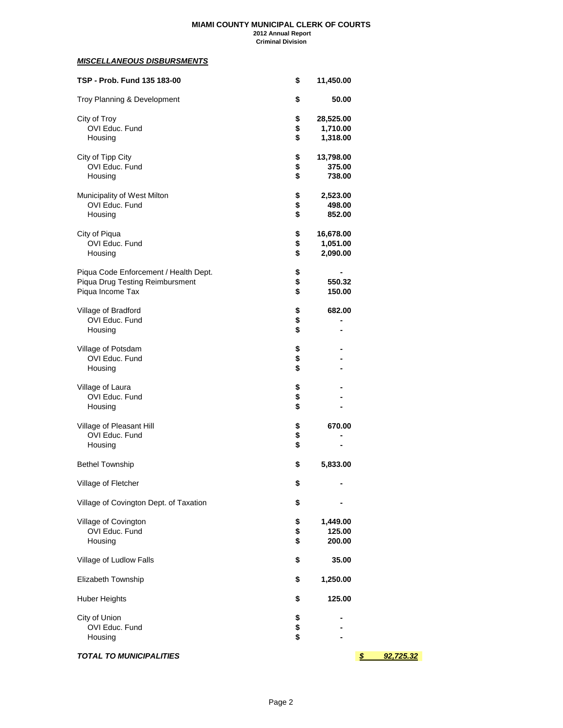**MIAMI COUNTY MUNICIPAL CLERK OF COURTS**
**2012 Annual Report**
**Criminal Division**

***MISCELLANEOUS DISBURSMENTS***

| | | |
|---|---|---|
| **TSP - Prob. Fund 135 183-00** | **$ 11,450.00** | |
| Troy Planning & Development | **$ 50.00** | |
| City of Troy | **$ 28,525.00** | |
| OVI Educ. Fund | **$ 1,710.00** | |
| Housing | **$ 1,318.00** | |
| City of Tipp City | **$ 13,798.00** | |
| OVI Educ. Fund | **$ 375.00** | |
| Housing | **$ 738.00** | |
| Municipality of West Milton | **$ 2,523.00** | |
| OVI Educ. Fund | **$ 498.00** | |
| Housing | **$ 852.00** | |
| City of Piqua | **$ 16,678.00** | |
| OVI Educ. Fund | **$ 1,051.00** | |
| Housing | **$ 2,090.00** | |
| Piqua Code Enforcement / Health Dept. | **$ -** | |
| Piqua Drug Testing Reimbursment | **$ 550.32** | |
| Piqua Income Tax | **$ 150.00** | |
| Village of Bradford | **$ 682.00** | |
| OVI Educ. Fund | **$ -** | |
| Housing | **$ -** | |
| Village of Potsdam | **$ -** | |
| OVI Educ. Fund | **$ -** | |
| Housing | **$ -** | |
| Village of Laura | **$ -** | |
| OVI Educ. Fund | **$ -** | |
| Housing | **$ -** | |
| Village of Pleasant Hill | **$ 670.00** | |
| OVI Educ. Fund | **$ -** | |
| Housing | **$ -** | |
| Bethel Township | **$ 5,833.00** | |
| Village of Fletcher | **$ -** | |
| Village of Covington Dept. of Taxation | **$ -** | |
| Village of Covington | **$ 1,449.00** | |
| OVI Educ. Fund | **$ 125.00** | |
| Housing | **$ 200.00** | |
| Village of Ludlow Falls | **$ 35.00** | |
| Elizabeth Township | **$ 1,250.00** | |
| Huber Heights | **$ 125.00** | |
| City of Union | **$ -** | |
| OVI Educ. Fund | **$ -** | |
| Housing | **$ -** | |
| ***TOTAL TO MUNICIPALITIES*** | | ***$ 92,725.32*** |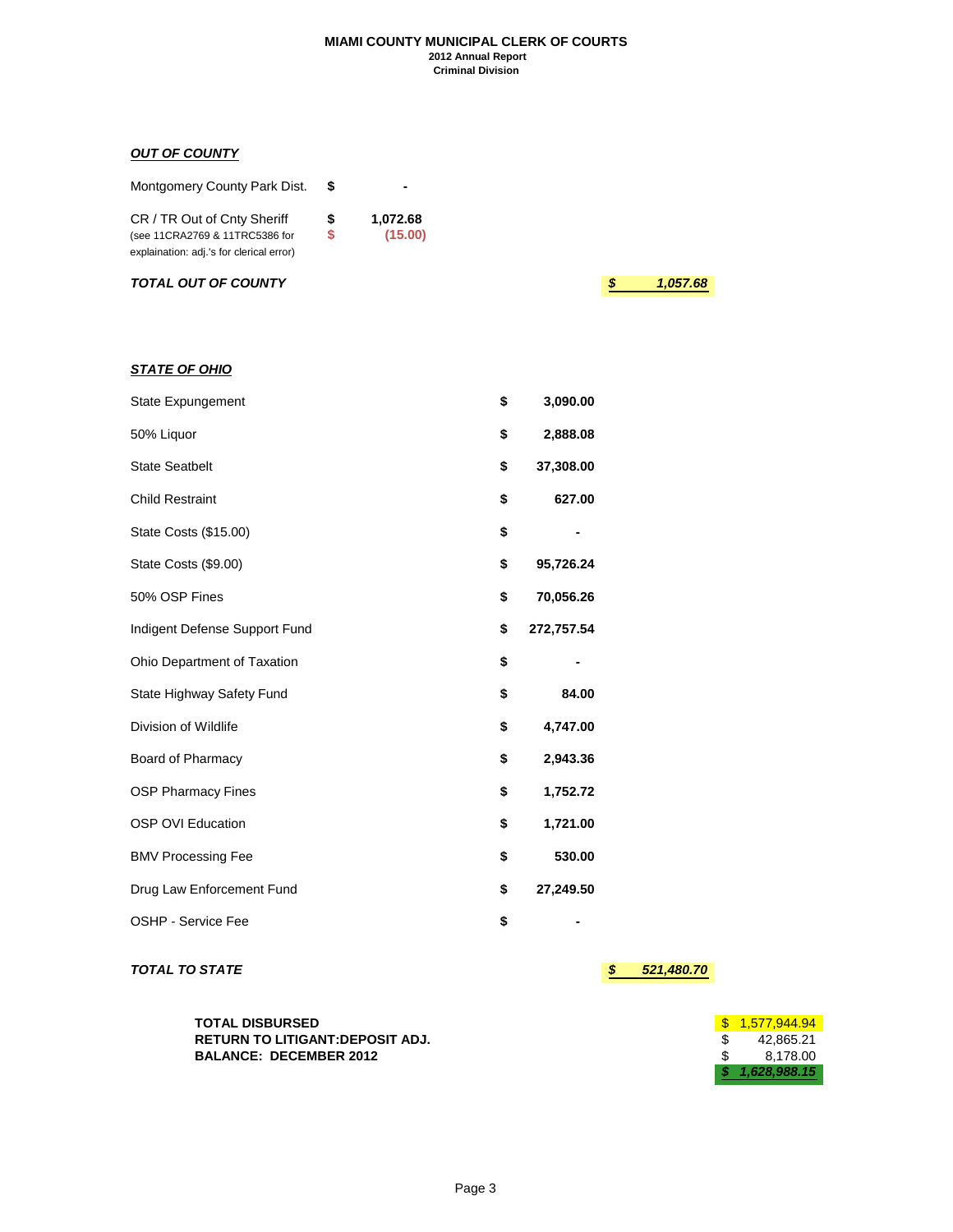**MIAMI COUNTY MUNICIPAL CLERK OF COURTS**
**2012 Annual Report**
**Criminal Division**

***OUT OF COUNTY***

| | | |
|---|---|---|
| Montgomery County Park Dist. | $ | - |
| CR / TR Out of Cnty Sheriff | $ | 1,072.68 |
| (see 11CRA2769 & 11TRC5386 for explaination: adj.'s for clerical error) | $ | (15.00) |

***TOTAL OUT OF COUNTY*** ***$ 1,057.68***

***STATE OF OHIO***

| | | |
|---|---|---|
| State Expungement | $ | 3,090.00 |
| 50% Liquor | $ | 2,888.08 |
| State Seatbelt | $ | 37,308.00 |
| Child Restraint | $ | 627.00 |
| State Costs ($15.00) | $ | - |
| State Costs ($9.00) | $ | 95,726.24 |
| 50% OSP Fines | $ | 70,056.26 |
| Indigent Defense Support Fund | $ | 272,757.54 |
| Ohio Department of Taxation | $ | - |
| State Highway Safety Fund | $ | 84.00 |
| Division of Wildlife | $ | 4,747.00 |
| Board of Pharmacy | $ | 2,943.36 |
| OSP Pharmacy Fines | $ | 1,752.72 |
| OSP OVI Education | $ | 1,721.00 |
| BMV Processing Fee | $ | 530.00 |
| Drug Law Enforcement Fund | $ | 27,249.50 |
| OSHP - Service Fee | $ | - |

***TOTAL TO STATE*** ***$ 521,480.70***

| | | |
|---|---|---|
| **TOTAL DISBURSED** | $ | 1,577,944.94 |
| **RETURN TO LITIGANT:DEPOSIT ADJ.** | $ | 42,865.21 |
| **BALANCE: DECEMBER 2012** | $ | 8,178.00 |
| | ***$*** | ***1,628,988.15*** |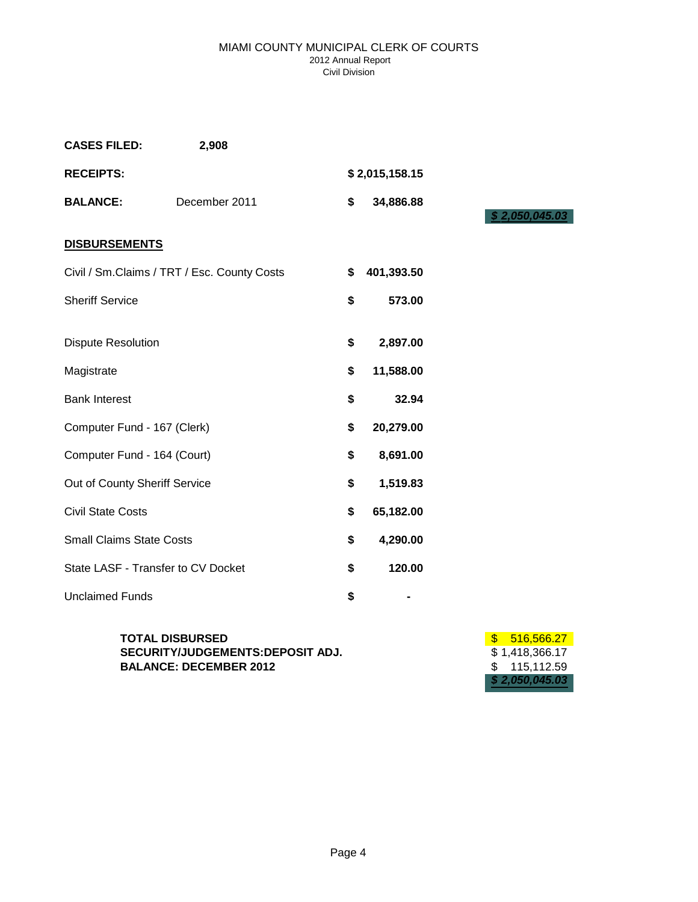MIAMI COUNTY MUNICIPAL CLERK OF COURTS
2012 Annual Report
Civil Division

| | | | |
|---|---|---|---|
| **CASES FILED:** | **2,908** | | |
| **RECEIPTS:** | | **$ 2,015,158.15** | |
| **BALANCE:** | December 2011 | **$ 34,886.88** | ***$ 2,050,045.03*** |

**DISBURSEMENTS**

| | |
|---|---|
| Civil / Sm.Claims / TRT / Esc. County Costs | **$ 401,393.50** |
| Sheriff Service | **$ 573.00** |
| Dispute Resolution | **$ 2,897.00** |
| Magistrate | **$ 11,588.00** |
| Bank Interest | **$ 32.94** |
| Computer Fund - 167 (Clerk) | **$ 20,279.00** |
| Computer Fund - 164 (Court) | **$ 8,691.00** |
| Out of County Sheriff Service | **$ 1,519.83** |
| Civil State Costs | **$ 65,182.00** |
| Small Claims State Costs | **$ 4,290.00** |
| State LASF - Transfer to CV Docket | **$ 120.00** |
| Unclaimed Funds | **$ -** |

| | |
|---|---|
| **TOTAL DISBURSED** | $ 516,566.27 |
| **SECURITY/JUDGEMENTS:DEPOSIT ADJ.** | $ 1,418,366.17 |
| **BALANCE: DECEMBER 2012** | $ 115,112.59 |
| | ***$ 2,050,045.03*** |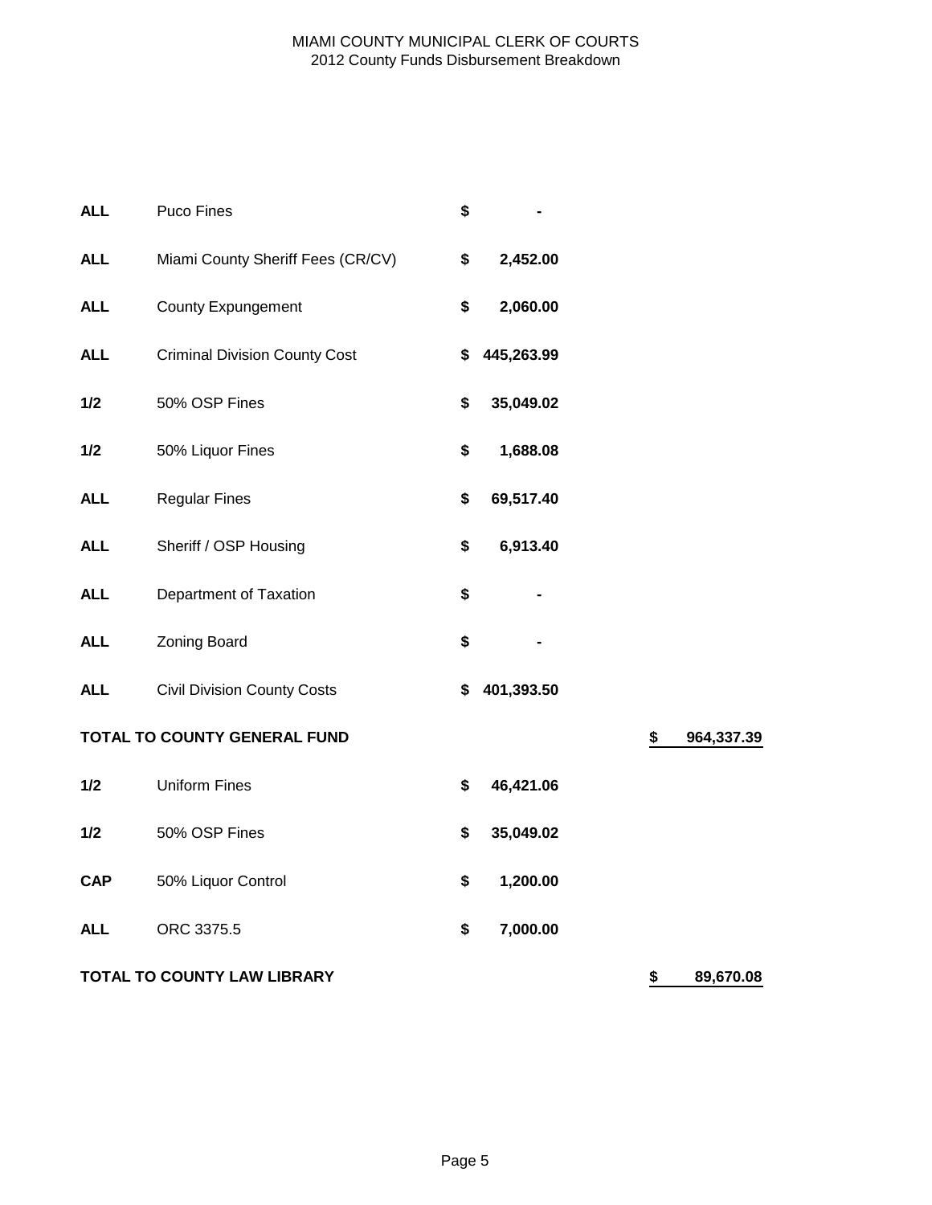MIAMI COUNTY MUNICIPAL CLERK OF COURTS
2012 County Funds Disbursement Breakdown

| | | | |
|---|---|---|---|
| **ALL** | Puco Fines | **$ -** | |
| **ALL** | Miami County Sheriff Fees (CR/CV) | **$ 2,452.00** | |
| **ALL** | County Expungement | **$ 2,060.00** | |
| **ALL** | Criminal Division County Cost | **$ 445,263.99** | |
| **1/2** | 50% OSP Fines | **$ 35,049.02** | |
| **1/2** | 50% Liquor Fines | **$ 1,688.08** | |
| **ALL** | Regular Fines | **$ 69,517.40** | |
| **ALL** | Sheriff / OSP Housing | **$ 6,913.40** | |
| **ALL** | Department of Taxation | **$ -** | |
| **ALL** | Zoning Board | **$ -** | |
| **ALL** | Civil Division County Costs | **$ 401,393.50** | |
| **TOTAL TO COUNTY GENERAL FUND** | | | **$ 964,337.39** |
| **1/2** | Uniform Fines | **$ 46,421.06** | |
| **1/2** | 50% OSP Fines | **$ 35,049.02** | |
| **CAP** | 50% Liquor Control | **$ 1,200.00** | |
| **ALL** | ORC 3375.5 | **$ 7,000.00** | |
| **TOTAL TO COUNTY LAW LIBRARY** | | | **$ 89,670.08** |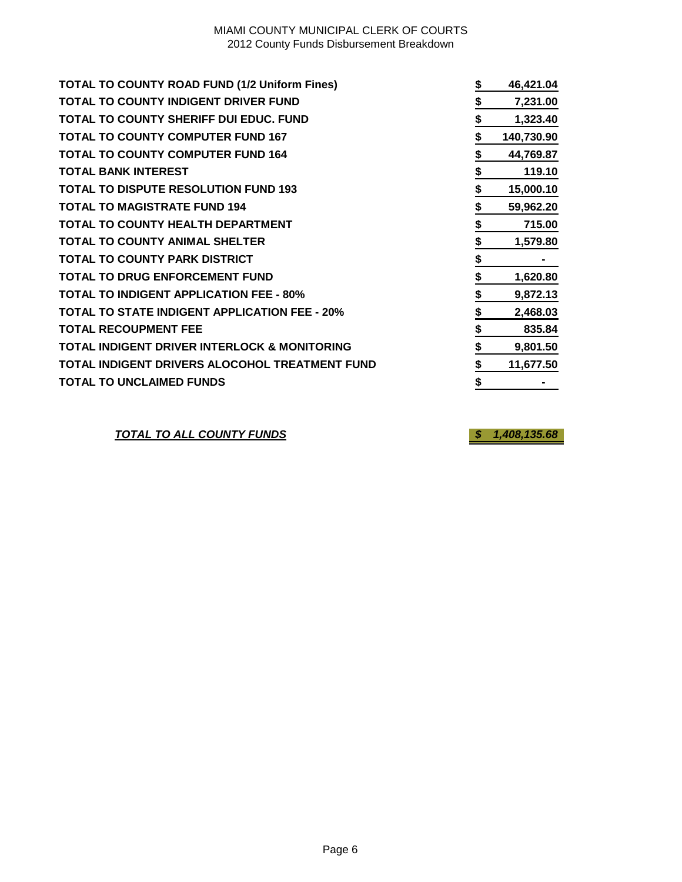MIAMI COUNTY MUNICIPAL CLERK OF COURTS
2012 County Funds Disbursement Breakdown

| | | |
|---|---|---|
| **TOTAL TO COUNTY ROAD FUND (1/2 Uniform Fines)** | **$** | **46,421.04** |
| **TOTAL TO COUNTY INDIGENT DRIVER FUND** | **$** | **7,231.00** |
| **TOTAL TO COUNTY SHERIFF DUI EDUC. FUND** | **$** | **1,323.40** |
| **TOTAL TO COUNTY COMPUTER FUND 167** | **$** | **140,730.90** |
| **TOTAL TO COUNTY COMPUTER FUND 164** | **$** | **44,769.87** |
| **TOTAL BANK INTEREST** | **$** | **119.10** |
| **TOTAL TO DISPUTE RESOLUTION FUND 193** | **$** | **15,000.10** |
| **TOTAL TO MAGISTRATE FUND 194** | **$** | **59,962.20** |
| **TOTAL TO COUNTY HEALTH DEPARTMENT** | **$** | **715.00** |
| **TOTAL TO COUNTY ANIMAL SHELTER** | **$** | **1,579.80** |
| **TOTAL TO COUNTY PARK DISTRICT** | **$** | **-** |
| **TOTAL TO DRUG ENFORCEMENT FUND** | **$** | **1,620.80** |
| **TOTAL TO INDIGENT APPLICATION FEE - 80%** | **$** | **9,872.13** |
| **TOTAL TO STATE INDIGENT APPLICATION FEE - 20%** | **$** | **2,468.03** |
| **TOTAL RECOUPMENT FEE** | **$** | **835.84** |
| **TOTAL INDIGENT DRIVER INTERLOCK & MONITORING** | **$** | **9,801.50** |
| **TOTAL INDIGENT DRIVERS ALOCOHOL TREATMENT FUND** | **$** | **11,677.50** |
| **TOTAL TO UNCLAIMED FUNDS** | **$** | **-** |
| | | |
| ***TOTAL TO ALL COUNTY FUNDS*** | ***$*** | ***1,408,135.68*** |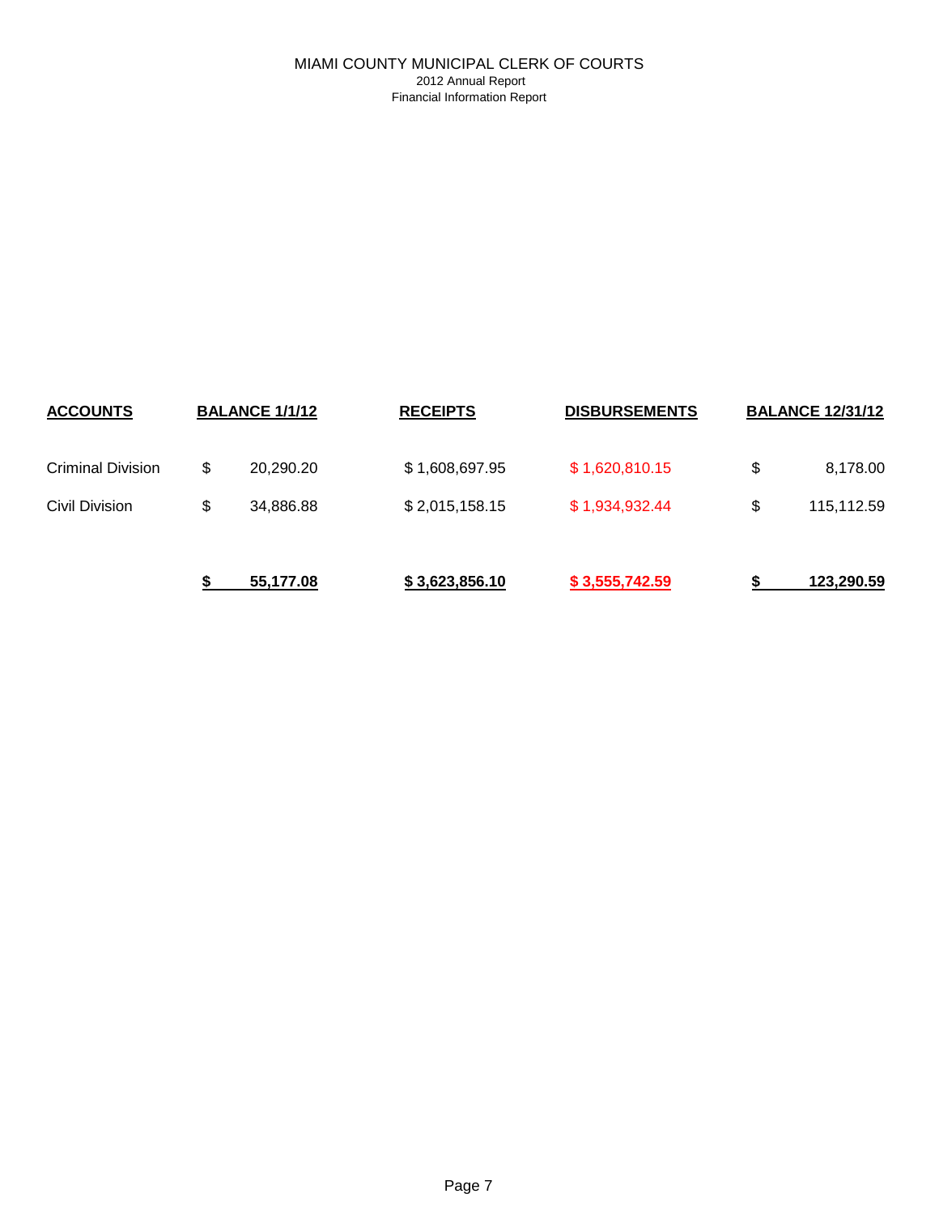MIAMI COUNTY MUNICIPAL CLERK OF COURTS

2012 Annual Report

Financial Information Report

| ACCOUNTS | BALANCE 1/1/12 | RECEIPTS | DISBURSEMENTS | BALANCE 12/31/12 |
|---|---|---|---|---|
| Criminal Division | $ 20,290.20 | $ 1,608,697.95 | $ 1,620,810.15 | $ 8,178.00 |
| Civil Division | $ 34,886.88 | $ 2,015,158.15 | $ 1,934,932.44 | $ 115,112.59 |
| | **$ 55,177.08** | **$ 3,623,856.10** | **$ 3,555,742.59** | **$ 123,290.59** |